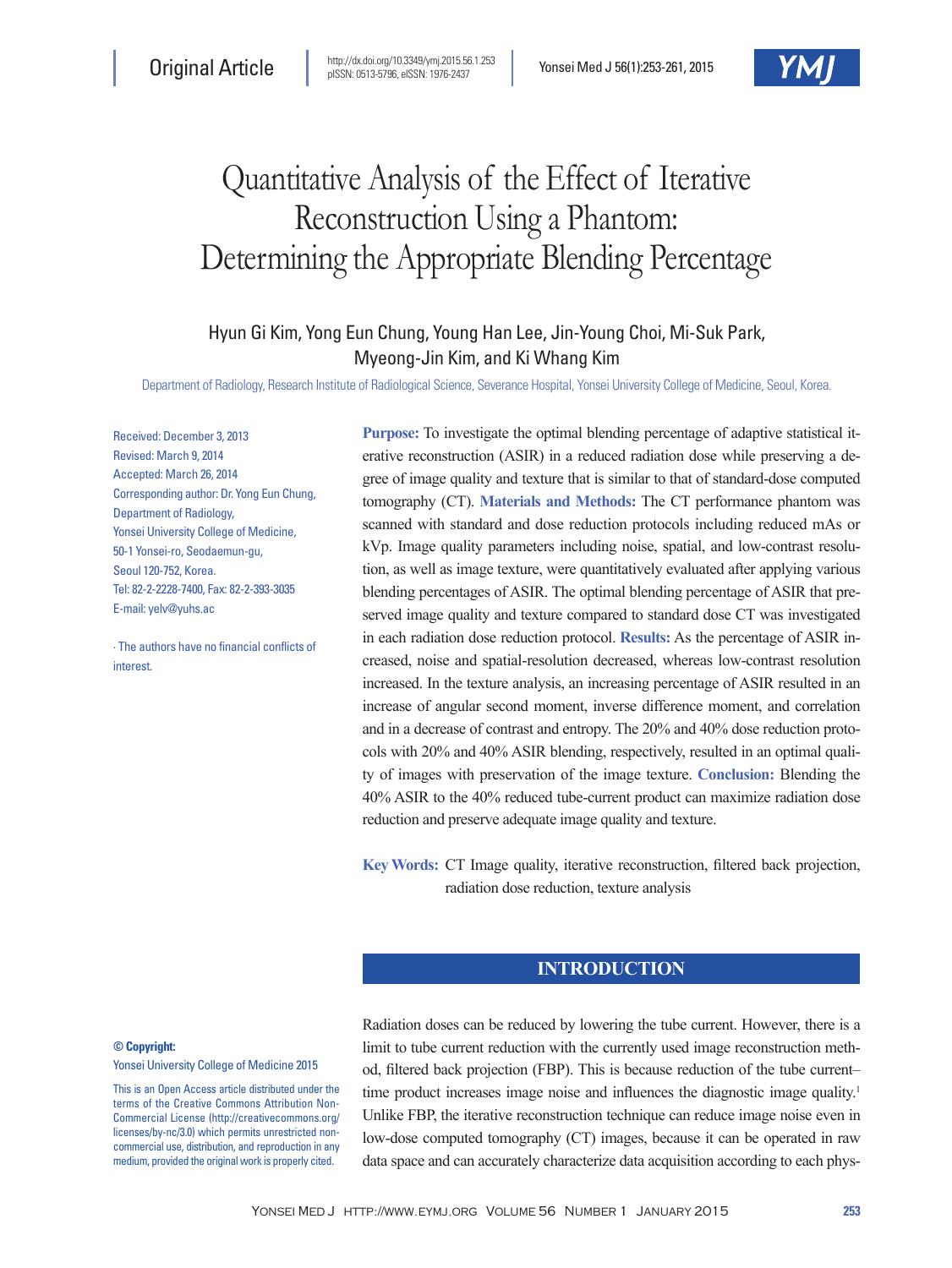Original Article

http://dx.doi.org/10.3349/ymj.2015.56.1.253
pISSN: 0513-5796, eISSN: 1976-2437

Yonsei Med J 56(1):253-261, 2015

# Quantitative Analysis of the Effect of Iterative Reconstruction Using a Phantom: Determining the Appropriate Blending Percentage

Hyun Gi Kim, Yong Eun Chung, Young Han Lee, Jin-Young Choi, Mi-Suk Park, Myeong-Jin Kim, and Ki Whang Kim

Department of Radiology, Research Institute of Radiological Science, Severance Hospital, Yonsei University College of Medicine, Seoul, Korea.

Received: December 3, 2013
Revised: March 9, 2014
Accepted: March 26, 2014
Corresponding author: Dr. Yong Eun Chung, Department of Radiology, Yonsei University College of Medicine, 50-1 Yonsei-ro, Seodaemun-gu, Seoul 120-752, Korea.
Tel: 82-2-2228-7400, Fax: 82-2-393-3035
E-mail: yelv@yuhs.ac

∙ The authors have no financial conflicts of interest.

**Purpose:** To investigate the optimal blending percentage of adaptive statistical iterative reconstruction (ASIR) in a reduced radiation dose while preserving a degree of image quality and texture that is similar to that of standard-dose computed tomography (CT). **Materials and Methods:** The CT performance phantom was scanned with standard and dose reduction protocols including reduced mAs or kVp. Image quality parameters including noise, spatial, and low-contrast resolution, as well as image texture, were quantitatively evaluated after applying various blending percentages of ASIR. The optimal blending percentage of ASIR that preserved image quality and texture compared to standard dose CT was investigated in each radiation dose reduction protocol. **Results:** As the percentage of ASIR increased, noise and spatial-resolution decreased, whereas low-contrast resolution increased. In the texture analysis, an increasing percentage of ASIR resulted in an increase of angular second moment, inverse difference moment, and correlation and in a decrease of contrast and entropy. The 20% and 40% dose reduction protocols with 20% and 40% ASIR blending, respectively, resulted in an optimal quality of images with preservation of the image texture. **Conclusion:** Blending the 40% ASIR to the 40% reduced tube-current product can maximize radiation dose reduction and preserve adequate image quality and texture.

**Key Words:** CT Image quality, iterative reconstruction, filtered back projection, radiation dose reduction, texture analysis

## INTRODUCTION

Radiation doses can be reduced by lowering the tube current. However, there is a limit to tube current reduction with the currently used image reconstruction method, filtered back projection (FBP). This is because reduction of the tube current–time product increases image noise and influences the diagnostic image quality.[1] Unlike FBP, the iterative reconstruction technique can reduce image noise even in low-dose computed tomography (CT) images, because it can be operated in raw data space and can accurately characterize data acquisition according to each phys-

**© Copyright:**
Yonsei University College of Medicine 2015

This is an Open Access article distributed under the terms of the Creative Commons Attribution Non-Commercial License (http://creativecommons.org/licenses/by-nc/3.0) which permits unrestricted non-commercial use, distribution, and reproduction in any medium, provided the original work is properly cited.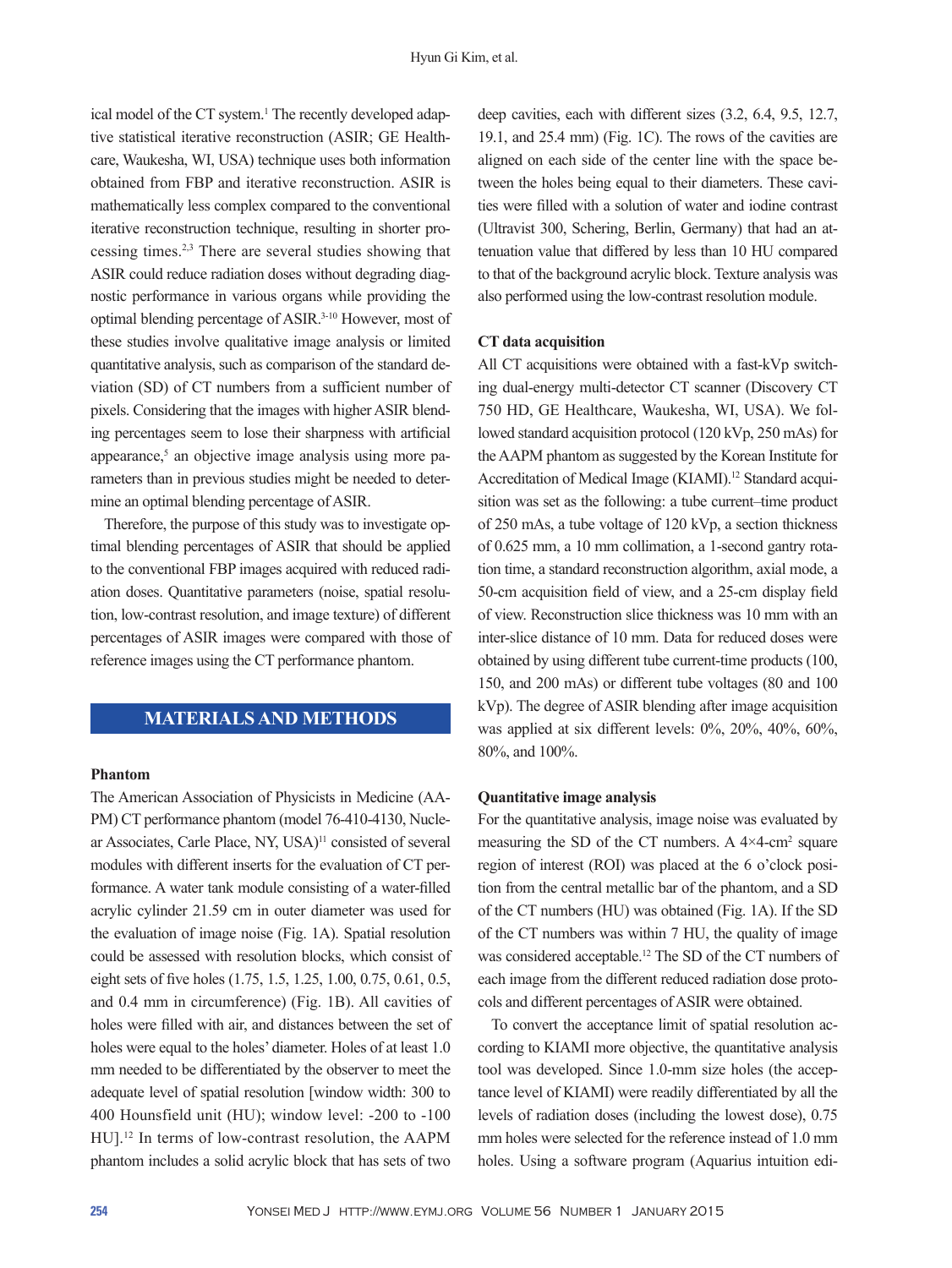ical model of the CT system.[1] The recently developed adaptive statistical iterative reconstruction (ASIR; GE Healthcare, Waukesha, WI, USA) technique uses both information obtained from FBP and iterative reconstruction. ASIR is mathematically less complex compared to the conventional iterative reconstruction technique, resulting in shorter processing times.[2,3] There are several studies showing that ASIR could reduce radiation doses without degrading diagnostic performance in various organs while providing the optimal blending percentage of ASIR.[3-10] However, most of these studies involve qualitative image analysis or limited quantitative analysis, such as comparison of the standard deviation (SD) of CT numbers from a sufficient number of pixels. Considering that the images with higher ASIR blending percentages seem to lose their sharpness with artificial appearance,[5] an objective image analysis using more parameters than in previous studies might be needed to determine an optimal blending percentage of ASIR.

Therefore, the purpose of this study was to investigate optimal blending percentages of ASIR that should be applied to the conventional FBP images acquired with reduced radiation doses. Quantitative parameters (noise, spatial resolution, low-contrast resolution, and image texture) of different percentages of ASIR images were compared with those of reference images using the CT performance phantom.

## MATERIALS AND METHODS

### Phantom

The American Association of Physicists in Medicine (AAPM) CT performance phantom (model 76-410-4130, Nuclear Associates, Carle Place, NY, USA)[11] consisted of several modules with different inserts for the evaluation of CT performance. A water tank module consisting of a water-filled acrylic cylinder 21.59 cm in outer diameter was used for the evaluation of image noise (Fig. 1A). Spatial resolution could be assessed with resolution blocks, which consist of eight sets of five holes (1.75, 1.5, 1.25, 1.00, 0.75, 0.61, 0.5, and 0.4 mm in circumference) (Fig. 1B). All cavities of holes were filled with air, and distances between the set of holes were equal to the holes' diameter. Holes of at least 1.0 mm needed to be differentiated by the observer to meet the adequate level of spatial resolution [window width: 300 to 400 Hounsfield unit (HU); window level: -200 to -100 HU].[12] In terms of low-contrast resolution, the AAPM phantom includes a solid acrylic block that has sets of two deep cavities, each with different sizes (3.2, 6.4, 9.5, 12.7, 19.1, and 25.4 mm) (Fig. 1C). The rows of the cavities are aligned on each side of the center line with the space between the holes being equal to their diameters. These cavities were filled with a solution of water and iodine contrast (Ultravist 300, Schering, Berlin, Germany) that had an attenuation value that differed by less than 10 HU compared to that of the background acrylic block. Texture analysis was also performed using the low-contrast resolution module.

### CT data acquisition

All CT acquisitions were obtained with a fast-kVp switching dual-energy multi-detector CT scanner (Discovery CT 750 HD, GE Healthcare, Waukesha, WI, USA). We followed standard acquisition protocol (120 kVp, 250 mAs) for the AAPM phantom as suggested by the Korean Institute for Accreditation of Medical Image (KIAMI).[12] Standard acquisition was set as the following: a tube current–time product of 250 mAs, a tube voltage of 120 kVp, a section thickness of 0.625 mm, a 10 mm collimation, a 1-second gantry rotation time, a standard reconstruction algorithm, axial mode, a 50-cm acquisition field of view, and a 25-cm display field of view. Reconstruction slice thickness was 10 mm with an inter-slice distance of 10 mm. Data for reduced doses were obtained by using different tube current-time products (100, 150, and 200 mAs) or different tube voltages (80 and 100 kVp). The degree of ASIR blending after image acquisition was applied at six different levels: 0%, 20%, 40%, 60%, 80%, and 100%.

### Quantitative image analysis

For the quantitative analysis, image noise was evaluated by measuring the SD of the CT numbers. A 4×4-$cm^2$ square region of interest (ROI) was placed at the 6 o'clock position from the central metallic bar of the phantom, and a SD of the CT numbers (HU) was obtained (Fig. 1A). If the SD of the CT numbers was within 7 HU, the quality of image was considered acceptable.[12] The SD of the CT numbers of each image from the different reduced radiation dose protocols and different percentages of ASIR were obtained.

To convert the acceptance limit of spatial resolution according to KIAMI more objective, the quantitative analysis tool was developed. Since 1.0-mm size holes (the acceptance level of KIAMI) were readily differentiated by all the levels of radiation doses (including the lowest dose), 0.75 mm holes were selected for the reference instead of 1.0 mm holes. Using a software program (Aquarius intuition edi-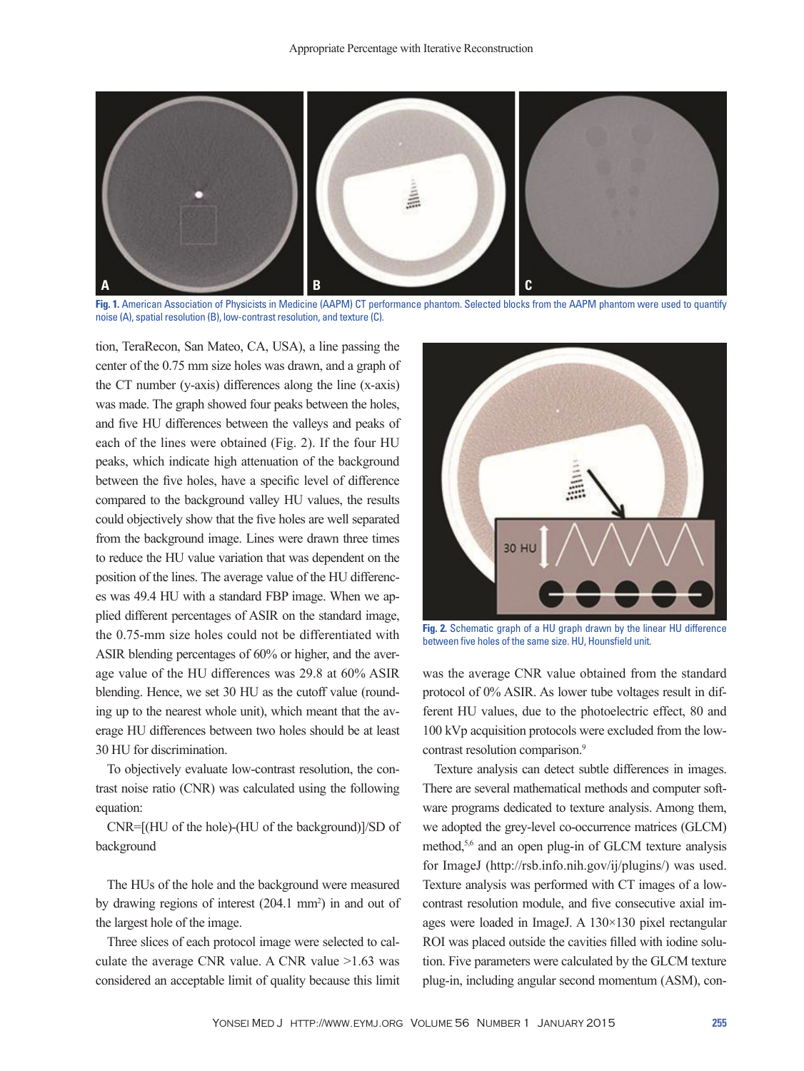Fig. 1. American Association of Physicists in Medicine (AAPM) CT performance phantom. Selected blocks from the AAPM phantom were used to quantify noise (A), spatial resolution (B), low-contrast resolution, and texture (C).

tion, TeraRecon, San Mateo, CA, USA), a line passing the center of the 0.75 mm size holes was drawn, and a graph of the CT number (y-axis) differences along the line (x-axis) was made. The graph showed four peaks between the holes, and five HU differences between the valleys and peaks of each of the lines were obtained (Fig. 2). If the four HU peaks, which indicate high attenuation of the background between the five holes, have a specific level of difference compared to the background valley HU values, the results could objectively show that the five holes are well separated from the background image. Lines were drawn three times to reduce the HU value variation that was dependent on the position of the lines. The average value of the HU differences was 49.4 HU with a standard FBP image. When we applied different percentages of ASIR on the standard image, the 0.75-mm size holes could not be differentiated with ASIR blending percentages of 60% or higher, and the average value of the HU differences was 29.8 at 60% ASIR blending. Hence, we set 30 HU as the cutoff value (rounding up to the nearest whole unit), which meant that the average HU differences between two holes should be at least 30 HU for discrimination.

To objectively evaluate low-contrast resolution, the contrast noise ratio (CNR) was calculated using the following equation:

CNR=[(HU of the hole)-(HU of the background)]/SD of background

The HUs of the hole and the background were measured by drawing regions of interest (204.1 $mm^2$) in and out of the largest hole of the image.

Three slices of each protocol image were selected to calculate the average CNR value. A CNR value >1.63 was considered an acceptable limit of quality because this limit was the average CNR value obtained from the standard protocol of 0% ASIR. As lower tube voltages result in different HU values, due to the photoelectric effect, 80 and 100 kVp acquisition protocols were excluded from the low-contrast resolution comparison.[9]

30 HU

Fig. 2. Schematic graph of a HU graph drawn by the linear HU difference between five holes of the same size. HU, Hounsfield unit.

Texture analysis can detect subtle differences in images. There are several mathematical methods and computer software programs dedicated to texture analysis. Among them, we adopted the grey-level co-occurrence matrices (GLCM) method,[5,6] and an open plug-in of GLCM texture analysis for ImageJ (http://rsb.info.nih.gov/ij/plugins/) was used. Texture analysis was performed with CT images of a low-contrast resolution module, and five consecutive axial images were loaded in ImageJ. A 130×130 pixel rectangular ROI was placed outside the cavities filled with iodine solution. Five parameters were calculated by the GLCM texture plug-in, including angular second momentum (ASM), con-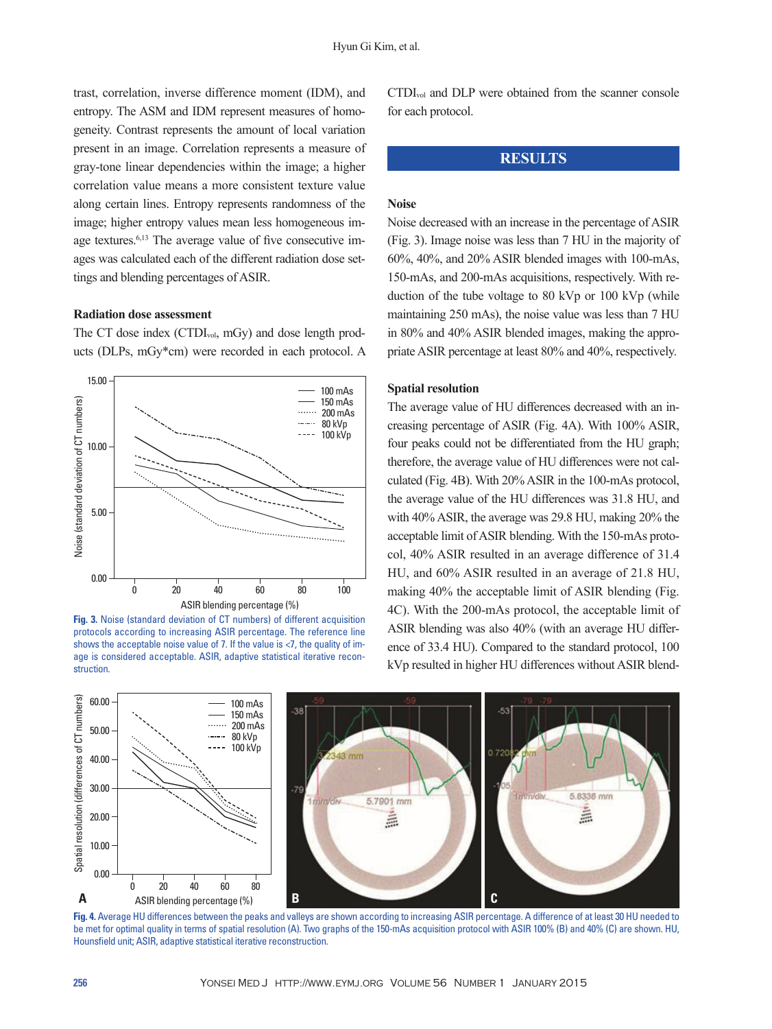trast, correlation, inverse difference moment (IDM), and entropy. The ASM and IDM represent measures of homogeneity. Contrast represents the amount of local variation present in an image. Correlation represents a measure of gray-tone linear dependencies within the image; a higher correlation value means a more consistent texture value along certain lines. Entropy represents randomness of the image; higher entropy values mean less homogeneous image textures.[6,13] The average value of five consecutive images was calculated each of the different radiation dose settings and blending percentages of ASIR.

### Radiation dose assessment

The CT dose index ($CTDI_{vol}$, mGy) and dose length products (DLPs, mGy*cm) were recorded in each protocol. A $CTDI_{vol}$ and DLP were obtained from the scanner console for each protocol.

15.00
10.00
5.00
0.00
Noise (standard deviation of CT numbers)
0 20 40 60 80 100
ASIR blending percentage (%)
100 mAs
150 mAs
200 mAs
80 kVp
100 kVp

Fig. 3. Noise (standard deviation of CT numbers) of different acquisition protocols according to increasing ASIR percentage. The reference line shows the acceptable noise value of 7. If the value is <7, the quality of image is considered acceptable. ASIR, adaptive statistical iterative reconstruction.

## RESULTS

### Noise

Noise decreased with an increase in the percentage of ASIR (Fig. 3). Image noise was less than 7 HU in the majority of 60%, 40%, and 20% ASIR blended images with 100-mAs, 150-mAs, and 200-mAs acquisitions, respectively. With reduction of the tube voltage to 80 kVp or 100 kVp (while maintaining 250 mAs), the noise value was less than 7 HU in 80% and 40% ASIR blended images, making the appropriate ASIR percentage at least 80% and 40%, respectively.

### Spatial resolution

The average value of HU differences decreased with an increasing percentage of ASIR (Fig. 4A). With 100% ASIR, four peaks could not be differentiated from the HU graph; therefore, the average value of HU differences were not calculated (Fig. 4B). With 20% ASIR in the 100-mAs protocol, the average value of the HU differences was 31.8 HU, and with 40% ASIR, the average was 29.8 HU, making 20% the acceptable limit of ASIR blending. With the 150-mAs protocol, 40% ASIR resulted in an average difference of 31.4 HU, and 60% ASIR resulted in an average of 21.8 HU, making 40% the acceptable limit of ASIR blending (Fig. 4C). With the 200-mAs protocol, the acceptable limit of ASIR blending was also 40% (with an average HU difference of 33.4 HU). Compared to the standard protocol, 100 kVp resulted in higher HU differences without ASIR blend-

60.00
50.00
40.00
30.00
20.00
10.00
0.00
Spatial resolution (differences of CT numbers)
0 20 40 60 80
ASIR blending percentage (%)
100 mAs
150 mAs
200 mAs
80 kVp
100 kVp
A
B
C

Fig. 4. Average HU differences between the peaks and valleys are shown according to increasing ASIR percentage. A difference of at least 30 HU needed to be met for optimal quality in terms of spatial resolution (A). Two graphs of the 150-mAs acquisition protocol with ASIR 100% (B) and 40% (C) are shown. HU, Hounsfield unit; ASIR, adaptive statistical iterative reconstruction.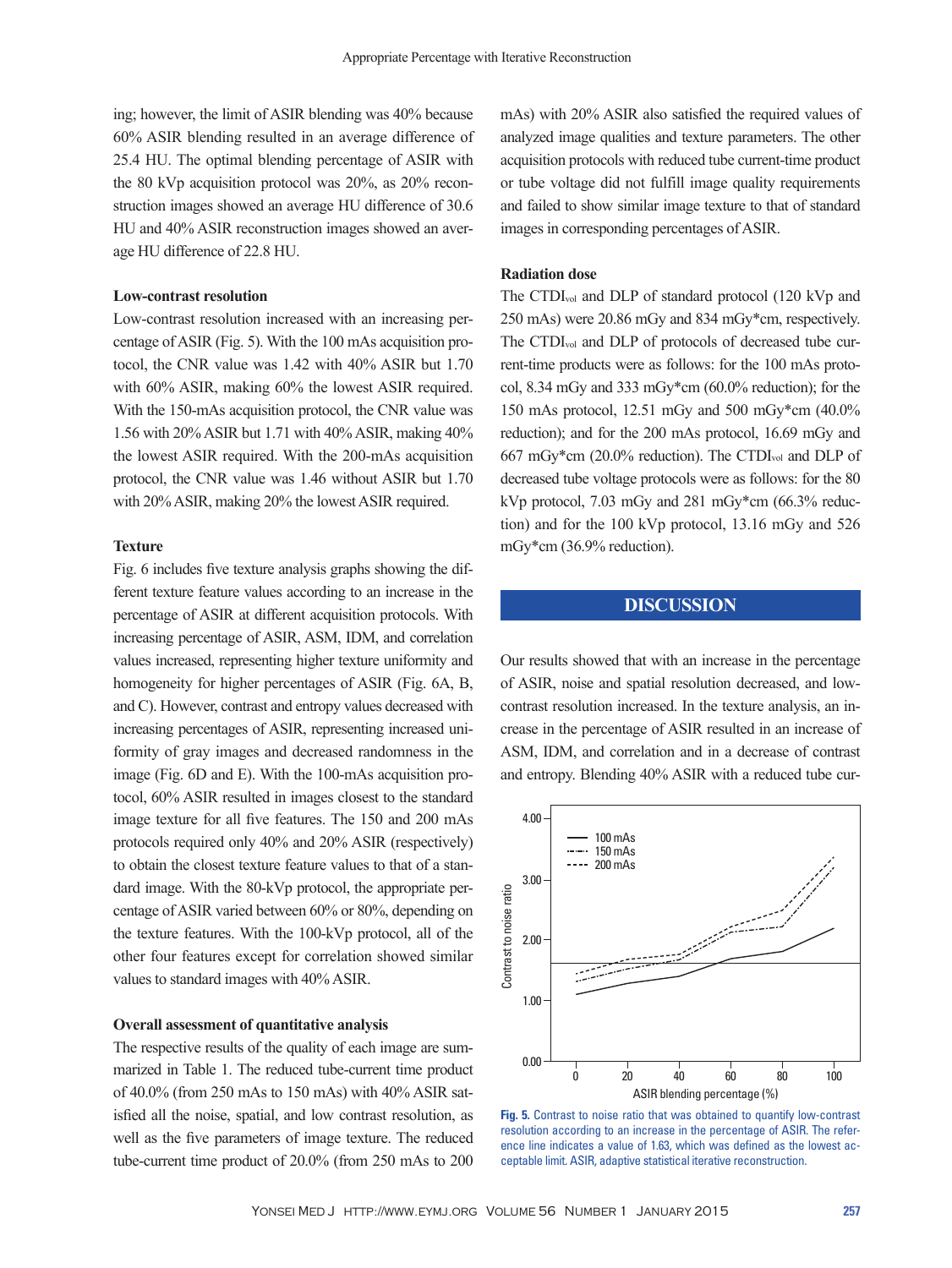ing; however, the limit of ASIR blending was 40% because 60% ASIR blending resulted in an average difference of 25.4 HU. The optimal blending percentage of ASIR with the 80 kVp acquisition protocol was 20%, as 20% reconstruction images showed an average HU difference of 30.6 HU and 40% ASIR reconstruction images showed an average HU difference of 22.8 HU.

### Low-contrast resolution

Low-contrast resolution increased with an increasing percentage of ASIR (Fig. 5). With the 100 mAs acquisition protocol, the CNR value was 1.42 with 40% ASIR but 1.70 with 60% ASIR, making 60% the lowest ASIR required. With the 150-mAs acquisition protocol, the CNR value was 1.56 with 20% ASIR but 1.71 with 40% ASIR, making 40% the lowest ASIR required. With the 200-mAs acquisition protocol, the CNR value was 1.46 without ASIR but 1.70 with 20% ASIR, making 20% the lowest ASIR required.

### Texture

Fig. 6 includes five texture analysis graphs showing the different texture feature values according to an increase in the percentage of ASIR at different acquisition protocols. With increasing percentage of ASIR, ASM, IDM, and correlation values increased, representing higher texture uniformity and homogeneity for higher percentages of ASIR (Fig. 6A, B, and C). However, contrast and entropy values decreased with increasing percentages of ASIR, representing increased uniformity of gray images and decreased randomness in the image (Fig. 6D and E). With the 100-mAs acquisition protocol, 60% ASIR resulted in images closest to the standard image texture for all five features. The 150 and 200 mAs protocols required only 40% and 20% ASIR (respectively) to obtain the closest texture feature values to that of a standard image. With the 80-kVp protocol, the appropriate percentage of ASIR varied between 60% or 80%, depending on the texture features. With the 100-kVp protocol, all of the other four features except for correlation showed similar values to standard images with 40% ASIR.

### Overall assessment of quantitative analysis

The respective results of the quality of each image are summarized in Table 1. The reduced tube-current time product of 40.0% (from 250 mAs to 150 mAs) with 40% ASIR satisfied all the noise, spatial, and low contrast resolution, as well as the five parameters of image texture. The reduced tube-current time product of 20.0% (from 250 mAs to 200 mAs) with 20% ASIR also satisfied the required values of analyzed image qualities and texture parameters. The other acquisition protocols with reduced tube current-time product or tube voltage did not fulfill image quality requirements and failed to show similar image texture to that of standard images in corresponding percentages of ASIR.

### Radiation dose

The $CTDI_{vol}$ and DLP of standard protocol (120 kVp and 250 mAs) were 20.86 mGy and 834 mGy*cm, respectively. The $CTDI_{vol}$ and DLP of protocols of decreased tube current-time products were as follows: for the 100 mAs protocol, 8.34 mGy and 333 mGy*cm (60.0% reduction); for the 150 mAs protocol, 12.51 mGy and 500 mGy*cm (40.0% reduction); and for the 200 mAs protocol, 16.69 mGy and 667 mGy*cm (20.0% reduction). The $CTDI_{vol}$ and DLP of decreased tube voltage protocols were as follows: for the 80 kVp protocol, 7.03 mGy and 281 mGy*cm (66.3% reduction) and for the 100 kVp protocol, 13.16 mGy and 526 mGy*cm (36.9% reduction).

## DISCUSSION

Our results showed that with an increase in the percentage of ASIR, noise and spatial resolution decreased, and low-contrast resolution increased. In the texture analysis, an increase in the percentage of ASIR resulted in an increase of ASM, IDM, and correlation and in a decrease of contrast and entropy. Blending 40% ASIR with a reduced tube cur-

100 mAs
150 mAs
200 mAs
4.00
3.00
2.00
1.00
0.00
Contrast to noise ratio
0
20
40
60
80
100
ASIR blending percentage (%)

**Fig. 5.** Contrast to noise ratio that was obtained to quantify low-contrast resolution according to an increase in the percentage of ASIR. The reference line indicates a value of 1.63, which was defined as the lowest acceptable limit. ASIR, adaptive statistical iterative reconstruction.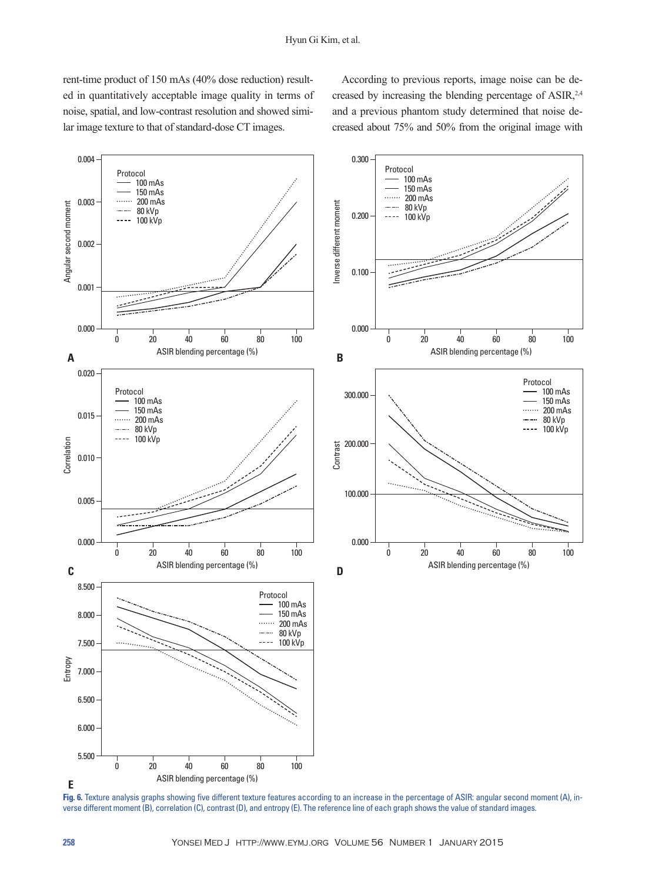rent-time product of 150 mAs (40% dose reduction) resulted in quantitatively acceptable image quality in terms of noise, spatial, and low-contrast resolution and showed similar image texture to that of standard-dose CT images.

According to previous reports, image noise can be decreased by increasing the blending percentage of ASIR,[2,4] and a previous phantom study determined that noise decreased about 75% and 50% from the original image with

A
Angular second moment
0.004
0.003
0.002
0.001
0.000
Protocol
100 mAs
150 mAs
200 mAs
80 kVp
100 kVp
0 20 40 60 80 100
ASIR blending percentage (%)

B
Inverse different moment
0.300
0.200
0.100
0.000
Protocol
100 mAs
150 mAs
200 mAs
80 kVp
100 kVp
0 20 40 60 80 100
ASIR blending percentage (%)

C
Correlation
0.020
0.015
0.010
0.005
0.000
Protocol
100 mAs
150 mAs
200 mAs
80 kVp
100 kVp
0 20 40 60 80 100
ASIR blending percentage (%)

D
Contrast
300.000
200.000
100.000
0.000
Protocol
100 mAs
150 mAs
200 mAs
80 kVp
100 kVp
0 20 40 60 80 100
ASIR blending percentage (%)

E
Entropy
8.500
8.000
7.500
7.000
6.500
6.000
5.500
Protocol
100 mAs
150 mAs
200 mAs
80 kVp
100 kVp
0 20 40 60 80 100
ASIR blending percentage (%)

**Fig. 6.** Texture analysis graphs showing five different texture features according to an increase in the percentage of ASIR: angular second moment (A), inverse different moment (B), correlation (C), contrast (D), and entropy (E). The reference line of each graph shows the value of standard images.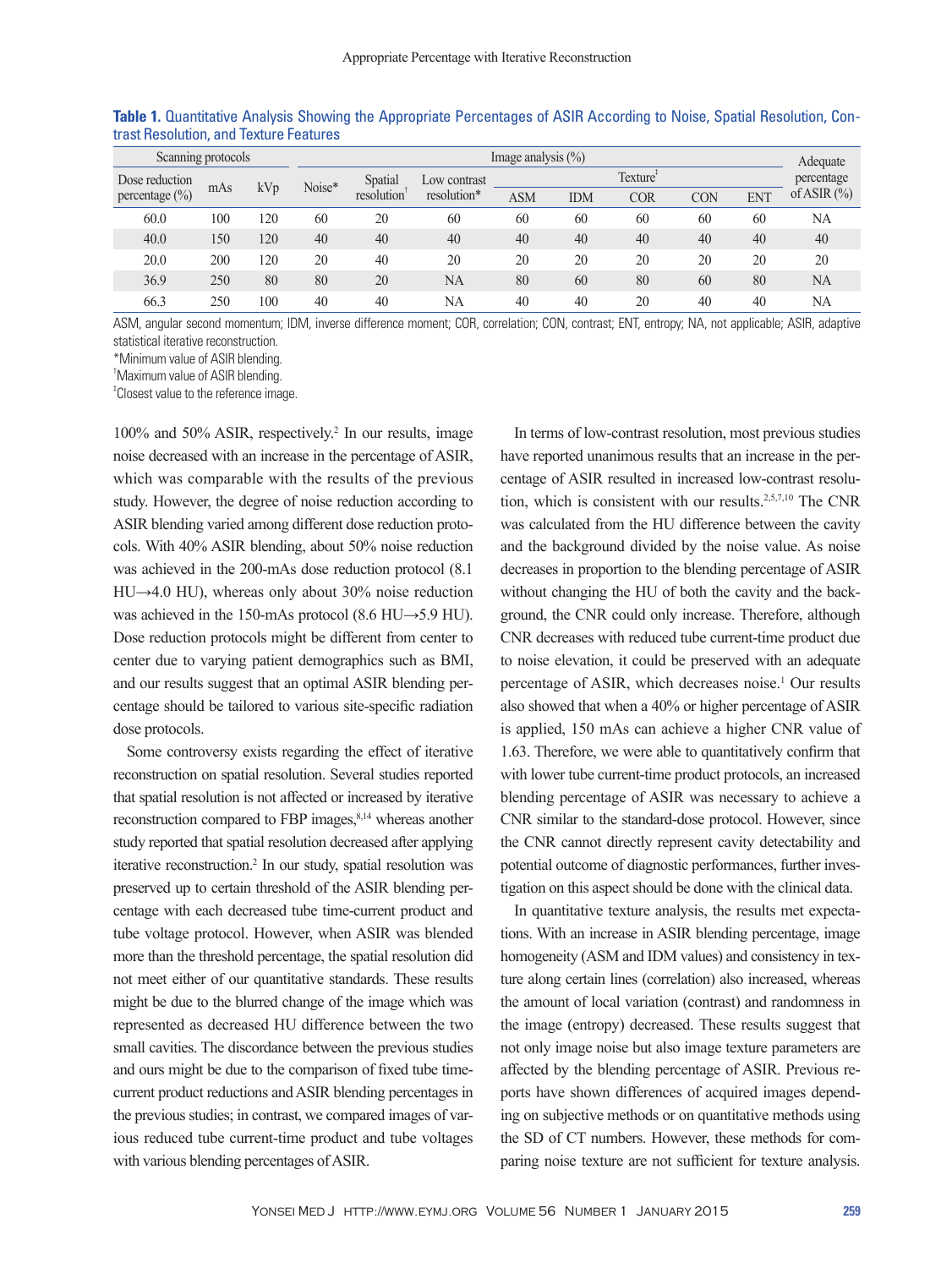**Table 1.** Quantitative Analysis Showing the Appropriate Percentages of ASIR According to Noise, Spatial Resolution, Contrast Resolution, and Texture Features

| Scanning protocols | | | Image analysis (%) | | | | | | | | Adequate percentage of ASIR (%) |
|---|---|---|---|---|---|---|---|---|---|---|---|
| Dose reduction percentage (%) | mAs | kVp | Noise* | Spatial resolution† | Low contrast resolution* | Texture‡ | | | | | |
| | | | | | | ASM | IDM | COR | CON | ENT | |
| 60.0 | 100 | 120 | 60 | 20 | 60 | 60 | 60 | 60 | 60 | 60 | NA |
| 40.0 | 150 | 120 | 40 | 40 | 40 | 40 | 40 | 40 | 40 | 40 | 40 |
| 20.0 | 200 | 120 | 20 | 40 | 20 | 20 | 20 | 20 | 20 | 20 | 20 |
| 36.9 | 250 | 80 | 80 | 20 | NA | 80 | 60 | 80 | 60 | 80 | NA |
| 66.3 | 250 | 100 | 40 | 40 | NA | 40 | 40 | 20 | 40 | 40 | NA |

ASM, angular second momentum; IDM, inverse difference moment; COR, correlation; CON, contrast; ENT, entropy; NA, not applicable; ASIR, adaptive statistical iterative reconstruction.

*Minimum value of ASIR blending.

†Maximum value of ASIR blending.

‡Closest value to the reference image.

100% and 50% ASIR, respectively.[2] In our results, image noise decreased with an increase in the percentage of ASIR, which was comparable with the results of the previous study. However, the degree of noise reduction according to ASIR blending varied among different dose reduction protocols. With 40% ASIR blending, about 50% noise reduction was achieved in the 200-mAs dose reduction protocol (8.1 HU→4.0 HU), whereas only about 30% noise reduction was achieved in the 150-mAs protocol (8.6 HU→5.9 HU). Dose reduction protocols might be different from center to center due to varying patient demographics such as BMI, and our results suggest that an optimal ASIR blending percentage should be tailored to various site-specific radiation dose protocols.

Some controversy exists regarding the effect of iterative reconstruction on spatial resolution. Several studies reported that spatial resolution is not affected or increased by iterative reconstruction compared to FBP images,[8,14] whereas another study reported that spatial resolution decreased after applying iterative reconstruction.[2] In our study, spatial resolution was preserved up to certain threshold of the ASIR blending percentage with each decreased tube time-current product and tube voltage protocol. However, when ASIR was blended more than the threshold percentage, the spatial resolution did not meet either of our quantitative standards. These results might be due to the blurred change of the image which was represented as decreased HU difference between the two small cavities. The discordance between the previous studies and ours might be due to the comparison of fixed tube time-current product reductions and ASIR blending percentages in the previous studies; in contrast, we compared images of various reduced tube current-time product and tube voltages with various blending percentages of ASIR.

In terms of low-contrast resolution, most previous studies have reported unanimous results that an increase in the percentage of ASIR resulted in increased low-contrast resolution, which is consistent with our results.[2,5,7,10] The CNR was calculated from the HU difference between the cavity and the background divided by the noise value. As noise decreases in proportion to the blending percentage of ASIR without changing the HU of both the cavity and the background, the CNR could only increase. Therefore, although CNR decreases with reduced tube current-time product due to noise elevation, it could be preserved with an adequate percentage of ASIR, which decreases noise.[1] Our results also showed that when a 40% or higher percentage of ASIR is applied, 150 mAs can achieve a higher CNR value of 1.63. Therefore, we were able to quantitatively confirm that with lower tube current-time product protocols, an increased blending percentage of ASIR was necessary to achieve a CNR similar to the standard-dose protocol. However, since the CNR cannot directly represent cavity detectability and potential outcome of diagnostic performances, further investigation on this aspect should be done with the clinical data.

In quantitative texture analysis, the results met expectations. With an increase in ASIR blending percentage, image homogeneity (ASM and IDM values) and consistency in texture along certain lines (correlation) also increased, whereas the amount of local variation (contrast) and randomness in the image (entropy) decreased. These results suggest that not only image noise but also image texture parameters are affected by the blending percentage of ASIR. Previous reports have shown differences of acquired images depending on subjective methods or on quantitative methods using the SD of CT numbers. However, these methods for comparing noise texture are not sufficient for texture analysis.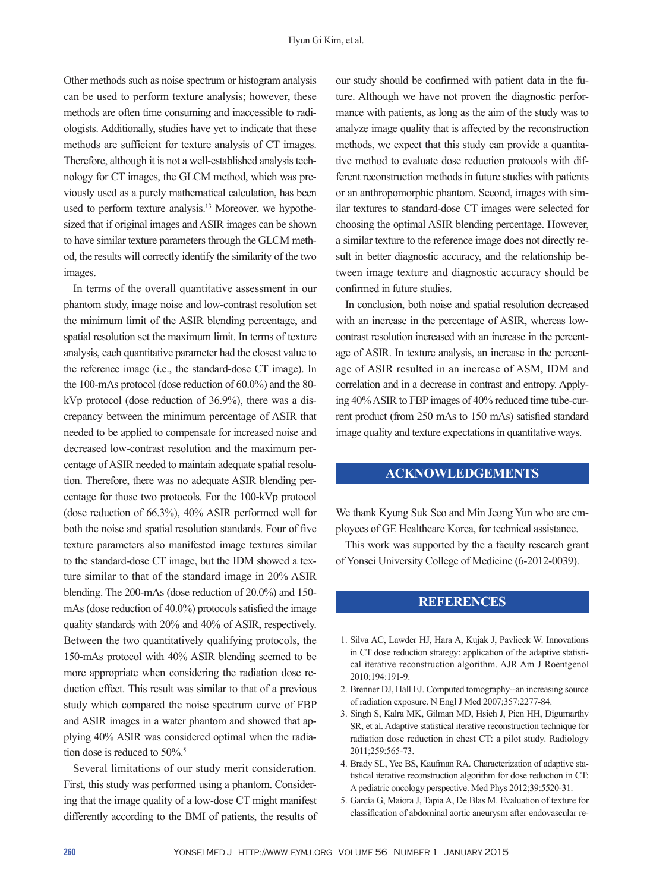Other methods such as noise spectrum or histogram analysis can be used to perform texture analysis; however, these methods are often time consuming and inaccessible to radiologists. Additionally, studies have yet to indicate that these methods are sufficient for texture analysis of CT images. Therefore, although it is not a well-established analysis technology for CT images, the GLCM method, which was previously used as a purely mathematical calculation, has been used to perform texture analysis.[13] Moreover, we hypothesized that if original images and ASIR images can be shown to have similar texture parameters through the GLCM method, the results will correctly identify the similarity of the two images.

In terms of the overall quantitative assessment in our phantom study, image noise and low-contrast resolution set the minimum limit of the ASIR blending percentage, and spatial resolution set the maximum limit. In terms of texture analysis, each quantitative parameter had the closest value to the reference image (i.e., the standard-dose CT image). In the 100-mAs protocol (dose reduction of 60.0%) and the 80-kVp protocol (dose reduction of 36.9%), there was a discrepancy between the minimum percentage of ASIR that needed to be applied to compensate for increased noise and decreased low-contrast resolution and the maximum percentage of ASIR needed to maintain adequate spatial resolution. Therefore, there was no adequate ASIR blending percentage for those two protocols. For the 100-kVp protocol (dose reduction of 66.3%), 40% ASIR performed well for both the noise and spatial resolution standards. Four of five texture parameters also manifested image textures similar to the standard-dose CT image, but the IDM showed a texture similar to that of the standard image in 20% ASIR blending. The 200-mAs (dose reduction of 20.0%) and 150-mAs (dose reduction of 40.0%) protocols satisfied the image quality standards with 20% and 40% of ASIR, respectively. Between the two quantitatively qualifying protocols, the 150-mAs protocol with 40% ASIR blending seemed to be more appropriate when considering the radiation dose reduction effect. This result was similar to that of a previous study which compared the noise spectrum curve of FBP and ASIR images in a water phantom and showed that applying 40% ASIR was considered optimal when the radiation dose is reduced to 50%.[5]

Several limitations of our study merit consideration. First, this study was performed using a phantom. Considering that the image quality of a low-dose CT might manifest differently according to the BMI of patients, the results of our study should be confirmed with patient data in the future. Although we have not proven the diagnostic performance with patients, as long as the aim of the study was to analyze image quality that is affected by the reconstruction methods, we expect that this study can provide a quantitative method to evaluate dose reduction protocols with different reconstruction methods in future studies with patients or an anthropomorphic phantom. Second, images with similar textures to standard-dose CT images were selected for choosing the optimal ASIR blending percentage. However, a similar texture to the reference image does not directly result in better diagnostic accuracy, and the relationship between image texture and diagnostic accuracy should be confirmed in future studies.

In conclusion, both noise and spatial resolution decreased with an increase in the percentage of ASIR, whereas low-contrast resolution increased with an increase in the percentage of ASIR. In texture analysis, an increase in the percentage of ASIR resulted in an increase of ASM, IDM and correlation and in a decrease in contrast and entropy. Applying 40% ASIR to FBP images of 40% reduced time tube-current product (from 250 mAs to 150 mAs) satisfied standard image quality and texture expectations in quantitative ways.

## ACKNOWLEDGEMENTS

We thank Kyung Suk Seo and Min Jeong Yun who are employees of GE Healthcare Korea, for technical assistance.

This work was supported by the a faculty research grant of Yonsei University College of Medicine (6-2012-0039).

## REFERENCES

1. Silva AC, Lawder HJ, Hara A, Kujak J, Pavlicek W. Innovations in CT dose reduction strategy: application of the adaptive statistical iterative reconstruction algorithm. AJR Am J Roentgenol 2010;194:191-9.
2. Brenner DJ, Hall EJ. Computed tomography--an increasing source of radiation exposure. N Engl J Med 2007;357:2277-84.
3. Singh S, Kalra MK, Gilman MD, Hsieh J, Pien HH, Digumarthy SR, et al. Adaptive statistical iterative reconstruction technique for radiation dose reduction in chest CT: a pilot study. Radiology 2011;259:565-73.
4. Brady SL, Yee BS, Kaufman RA. Characterization of adaptive statistical iterative reconstruction algorithm for dose reduction in CT: A pediatric oncology perspective. Med Phys 2012;39:5520-31.
5. García G, Maiora J, Tapia A, De Blas M. Evaluation of texture for classification of abdominal aortic aneurysm after endovascular re-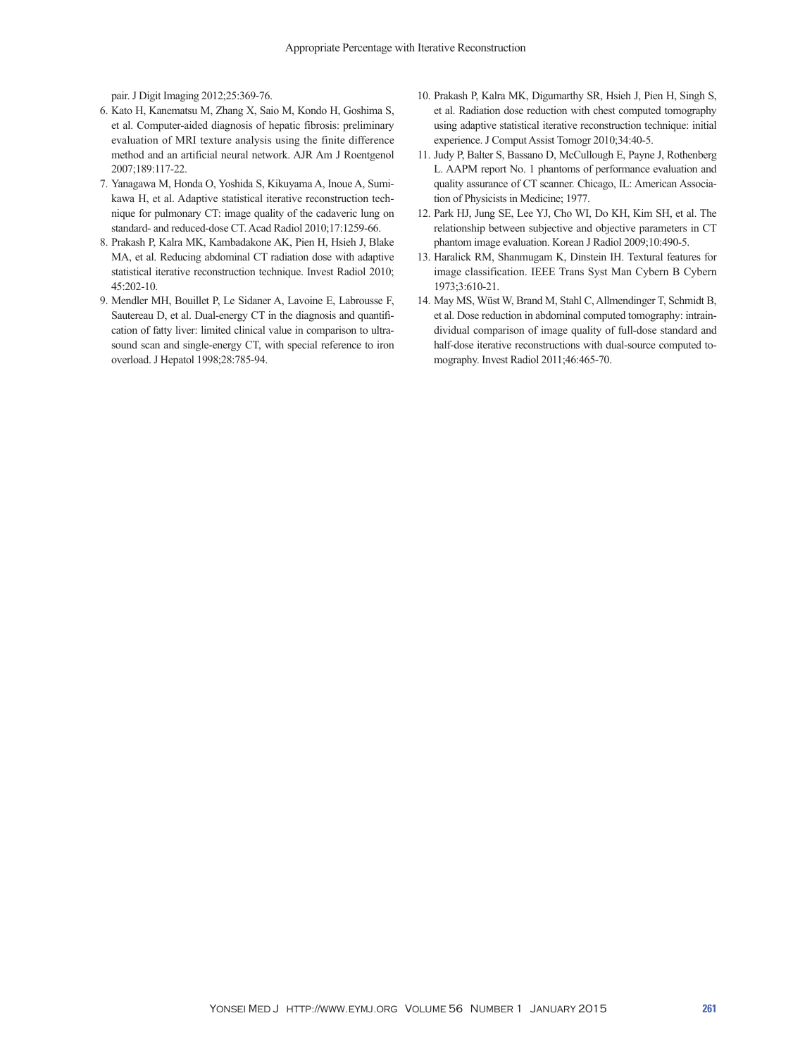pair. J Digit Imaging 2012;25:369-76.

6. Kato H, Kanematsu M, Zhang X, Saio M, Kondo H, Goshima S, et al. Computer-aided diagnosis of hepatic fibrosis: preliminary evaluation of MRI texture analysis using the finite difference method and an artificial neural network. AJR Am J Roentgenol 2007;189:117-22.
7. Yanagawa M, Honda O, Yoshida S, Kikuyama A, Inoue A, Sumikawa H, et al. Adaptive statistical iterative reconstruction technique for pulmonary CT: image quality of the cadaveric lung on standard- and reduced-dose CT. Acad Radiol 2010;17:1259-66.
8. Prakash P, Kalra MK, Kambadakone AK, Pien H, Hsieh J, Blake MA, et al. Reducing abdominal CT radiation dose with adaptive statistical iterative reconstruction technique. Invest Radiol 2010; 45:202-10.
9. Mendler MH, Bouillet P, Le Sidaner A, Lavoine E, Labrousse F, Sautereau D, et al. Dual-energy CT in the diagnosis and quantification of fatty liver: limited clinical value in comparison to ultrasound scan and single-energy CT, with special reference to iron overload. J Hepatol 1998;28:785-94.
10. Prakash P, Kalra MK, Digumarthy SR, Hsieh J, Pien H, Singh S, et al. Radiation dose reduction with chest computed tomography using adaptive statistical iterative reconstruction technique: initial experience. J Comput Assist Tomogr 2010;34:40-5.
11. Judy P, Balter S, Bassano D, McCullough E, Payne J, Rothenberg L. AAPM report No. 1 phantoms of performance evaluation and quality assurance of CT scanner. Chicago, IL: American Association of Physicists in Medicine; 1977.
12. Park HJ, Jung SE, Lee YJ, Cho WI, Do KH, Kim SH, et al. The relationship between subjective and objective parameters in CT phantom image evaluation. Korean J Radiol 2009;10:490-5.
13. Haralick RM, Shanmugam K, Dinstein IH. Textural features for image classification. IEEE Trans Syst Man Cybern B Cybern 1973;3:610-21.
14. May MS, Wüst W, Brand M, Stahl C, Allmendinger T, Schmidt B, et al. Dose reduction in abdominal computed tomography: intraindividual comparison of image quality of full-dose standard and half-dose iterative reconstructions with dual-source computed tomography. Invest Radiol 2011;46:465-70.